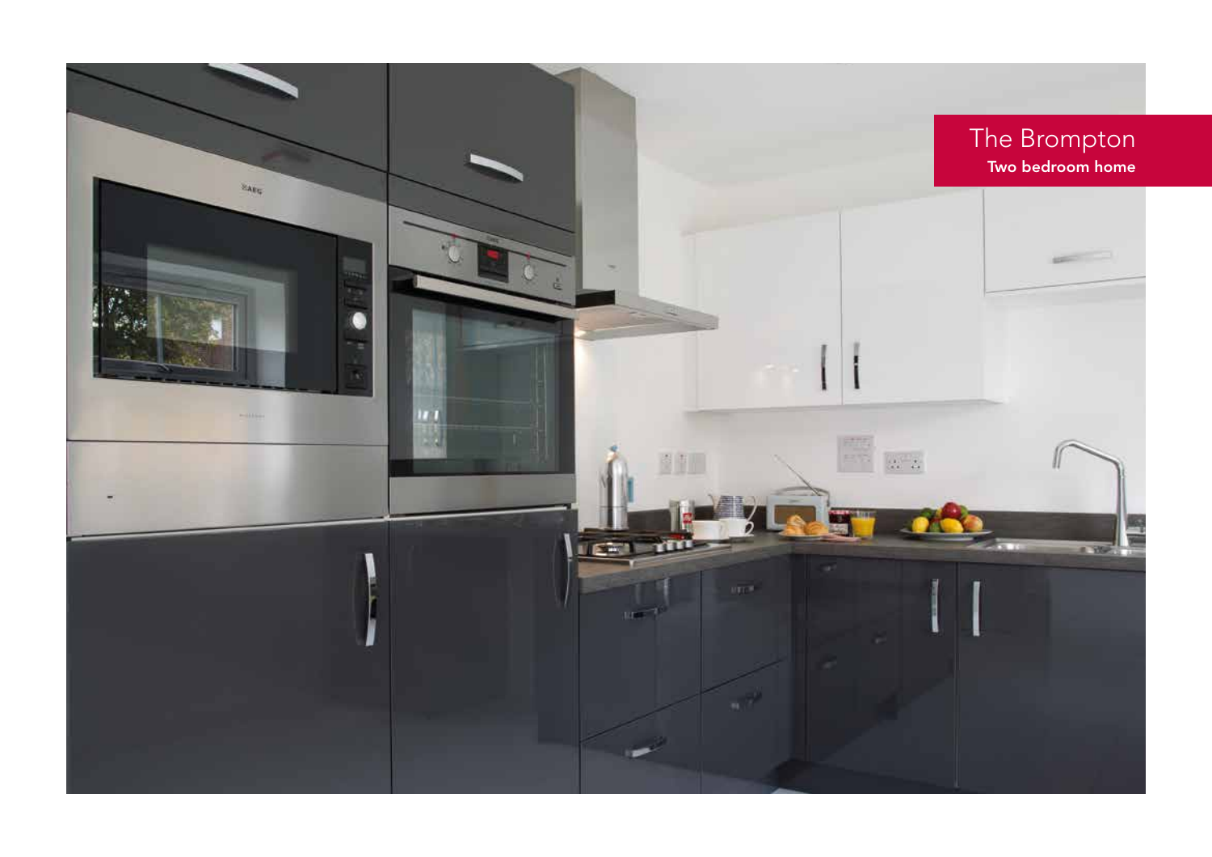# The Brompton

**Two bedroom home**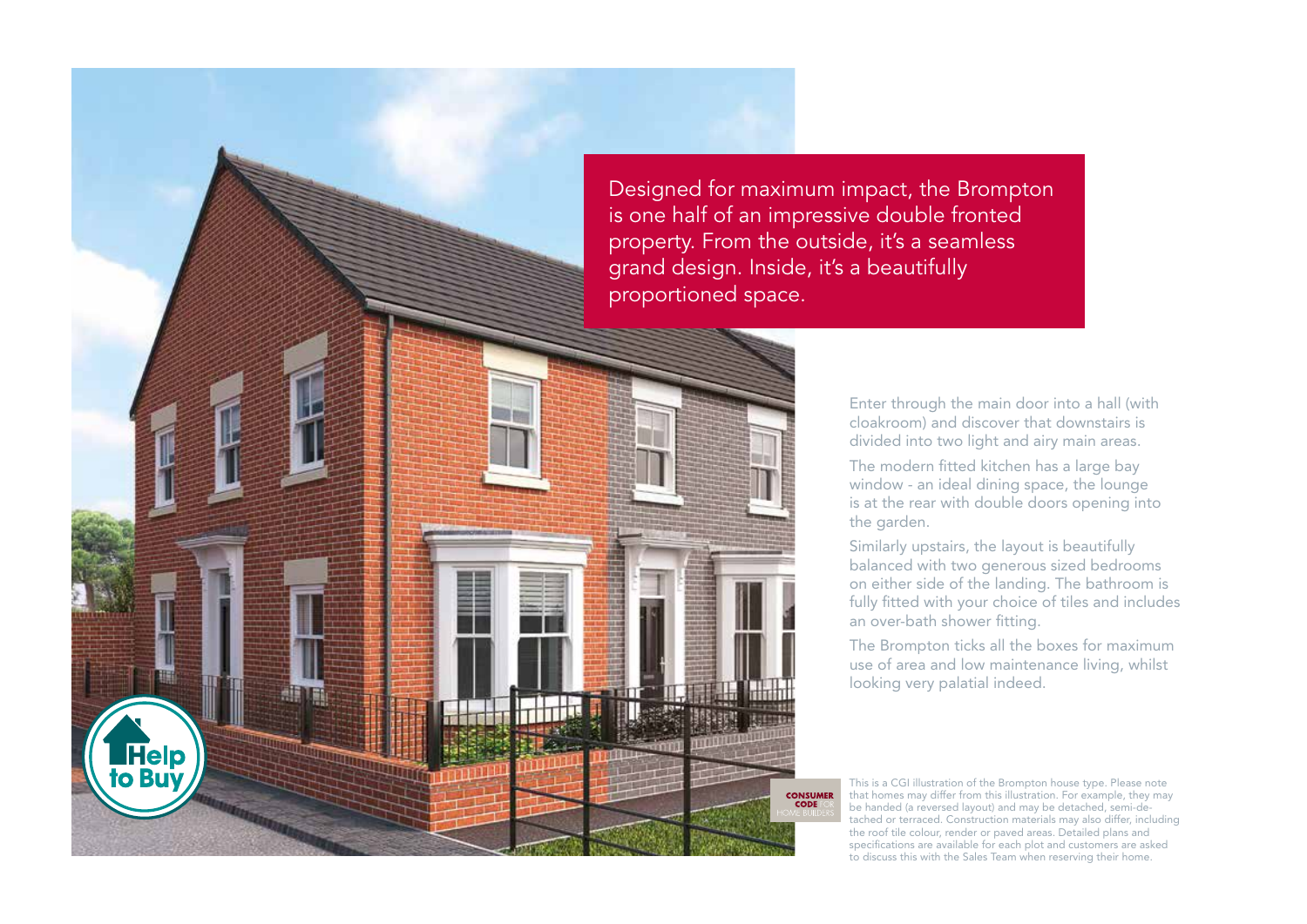Designed for maximum impact, the Brompton is one half of an impressive double fronted property. From the outside, it's a seamless grand design. Inside, it's a beautifully proportioned space.

Enter through the main door into a hall (with cloakroom) and discover that downstairs is divided into two light and airy main areas.

The modern fitted kitchen has a large bay window - an ideal dining space, the lounge is at the rear with double doors opening into the garden.

Similarly upstairs, the layout is beautifully balanced with two generous sized bedrooms on either side of the landing. The bathroom is fully fitted with your choice of tiles and includes an over-bath shower fitting.

The Brompton ticks all the boxes for maximum use of area and low maintenance living, whilst looking very palatial indeed.

Help to Buy

CONSUMER CODE FOR HOME BUILDERS

This is a CGI illustration of the Brompton house type. Please note that homes may differ from this illustration. For example, they may be handed (a reversed layout) and may be detached, semi-detached or terraced. Construction materials may also differ, including the roof tile colour, render or paved areas. Detailed plans and specifications are available for each plot and customers are asked to discuss this with the Sales Team when reserving their home.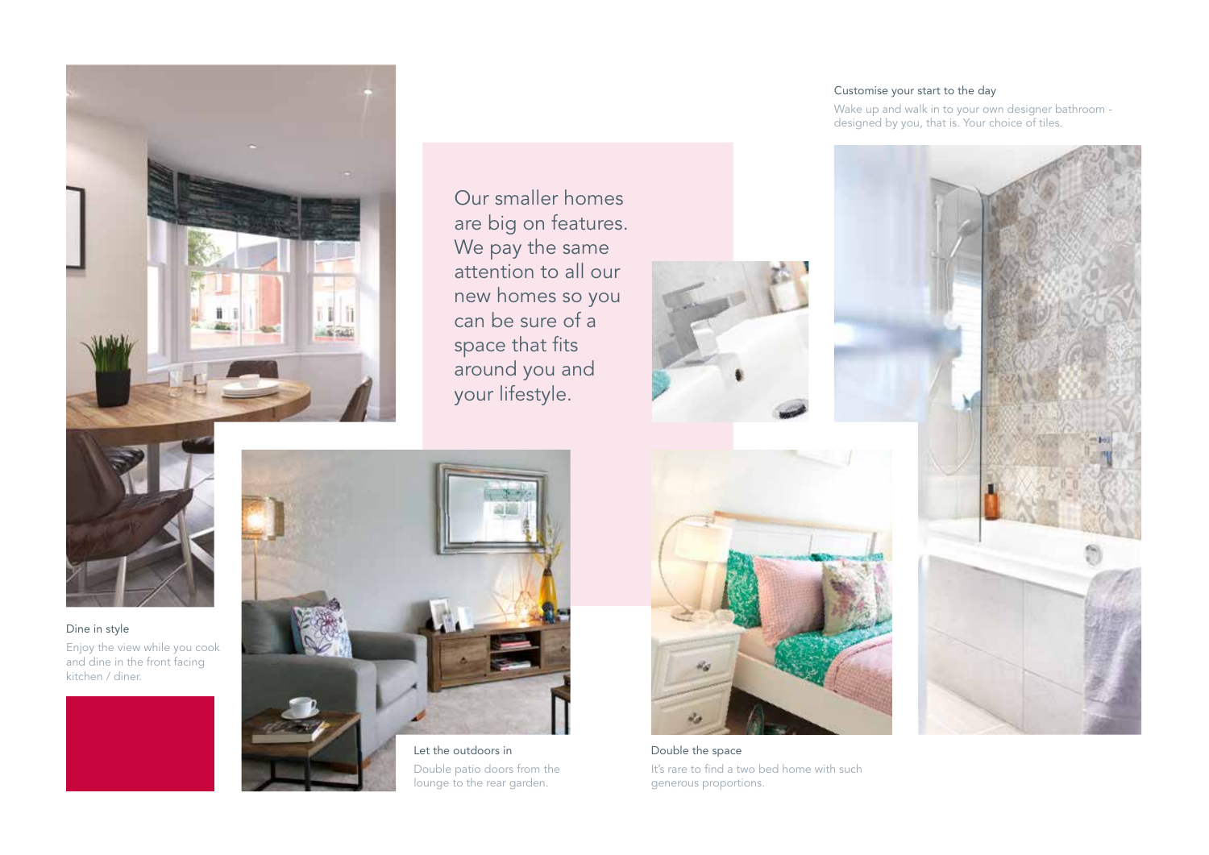Our smaller homes are big on features. We pay the same attention to all our new homes so you can be sure of a space that fits around you and your lifestyle.

### Dine in style

Enjoy the view while you cook and dine in the front facing kitchen / diner.

### Let the outdoors in

Double patio doors from the lounge to the rear garden.

### Double the space

It's rare to find a two bed home with such generous proportions.

### Customise your start to the day

Wake up and walk in to your own designer bathroom - designed by you, that is. Your choice of tiles.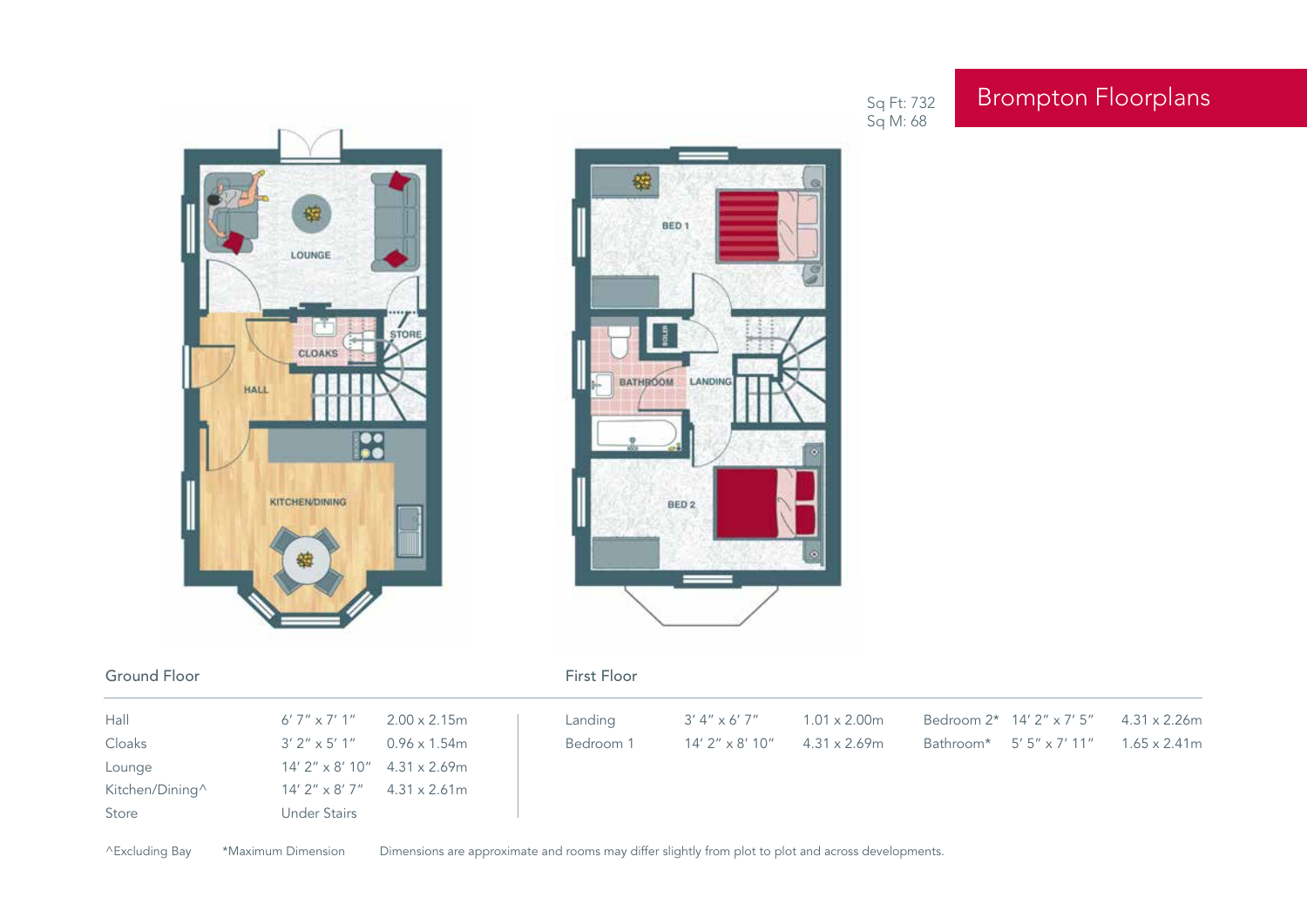# Brompton Floorplans

Sq Ft: 732
Sq M: 68

LOUNGE
STORE
CLOAKS
HALL
KITCHEN/DINING

BED 1
BOILER
BATHROOM
LANDING
BED 2

## Ground Floor

| | | |
|---|---|---|
| Hall | 6' 7" x 7' 1" | 2.00 x 2.15m |
| Cloaks | 3' 2" x 5' 1" | 0.96 x 1.54m |
| Lounge | 14' 2" x 8' 10" | 4.31 x 2.69m |
| Kitchen/Dining^ | 14' 2" x 8' 7" | 4.31 x 2.61m |
| Store | Under Stairs | |

## First Floor

| | | |
|---|---|---|
| Landing | 3' 4" x 6' 7" | 1.01 x 2.00m |
| Bedroom 1 | 14' 2" x 8' 10" | 4.31 x 2.69m |
| Bedroom 2* | 14' 2" x 7' 5" | 4.31 x 2.26m |
| Bathroom* | 5' 5" x 7' 11" | 1.65 x 2.41m |

^Excluding Bay *Maximum Dimension Dimensions are approximate and rooms may differ slightly from plot to plot and across developments.